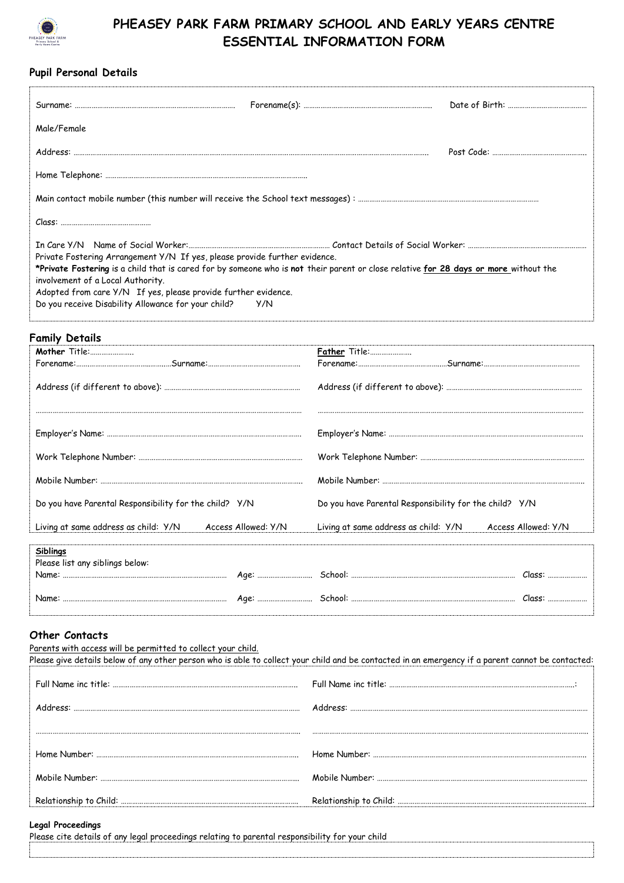# PHEASEY PARK FARM PRIMARY SCHOOL AND EARLY YEARS CENTRE ESSENTIAL INFORMATION FORM

## Pupil Personal Details

Surname: ……………………………………………… Forename(s): ……………………………………………… Date of Birth: ……………………………

Male/Female

Address: ……………………………………………………………………………………………………………… Post Code: ……………………………

Home Telephone: ………………………………………………………………………

Main contact mobile number (this number will receive the School text messages) : ………………………………………………………………

Class: ………………………………

In Care Y/N Name of Social Worker:……………………………………………… Contact Details of Social Worker: ……………………………………

Private Fostering Arrangement Y/N If yes, please provide further evidence.

***Private Fostering** is a child that is cared for by someone who is **not** their parent or close relative **for 28 days or more** without the involvement of a Local Authority.

Adopted from care Y/N If yes, please provide further evidence.

Do you receive Disability Allowance for your child? Y/N

## Family Details

| **Mother** Title:………………… | **Father** Title:………………… |
|---|---|
| Forename:………………………… Surname:………………………… | Forename:………………………… Surname:………………………… |
| Address (if different to above): ……………………………………… | Address (if different to above): ……………………………………… |
| ……………………………………………………………… | ……………………………………………………………… |
| Employer's Name: ……………………………………………… | Employer's Name: ……………………………………………… |
| Work Telephone Number: ……………………………………… | Work Telephone Number: ……………………………………… |
| Mobile Number: ……………………………………………… | Mobile Number: ……………………………………………… |
| Do you have Parental Responsibility for the child? Y/N | Do you have Parental Responsibility for the child? Y/N |
| Living at same address as child: Y/N Access Allowed: Y/N | Living at same address as child: Y/N Access Allowed: Y/N |

**Siblings**

Please list any siblings below:

Name: ……………………………… Age: ……………… School: ……………………………… Class: …………

Name: ……………………………… Age: ……………… School: ……………………………… Class: …………

## Other Contacts

Parents with access will be permitted to collect your child.

Please give details below of any other person who is able to collect your child and be contacted in an emergency if a parent cannot be contacted:

| Full Name inc title: ……………………………………… | Full Name inc title: ………………………………………: |
|---|---|
| Address: ……………………………………………… | Address: ……………………………………………… |
| ……………………………………………………… | ……………………………………………………… |
| Home Number: ……………………………………… | Home Number: ……………………………………… |
| Mobile Number: ……………………………………… | Mobile Number: ……………………………………… |
| Relationship to Child: ………………………………… | Relationship to Child: ………………………………… |

**Legal Proceedings**

Please cite details of any legal proceedings relating to parental responsibility for your child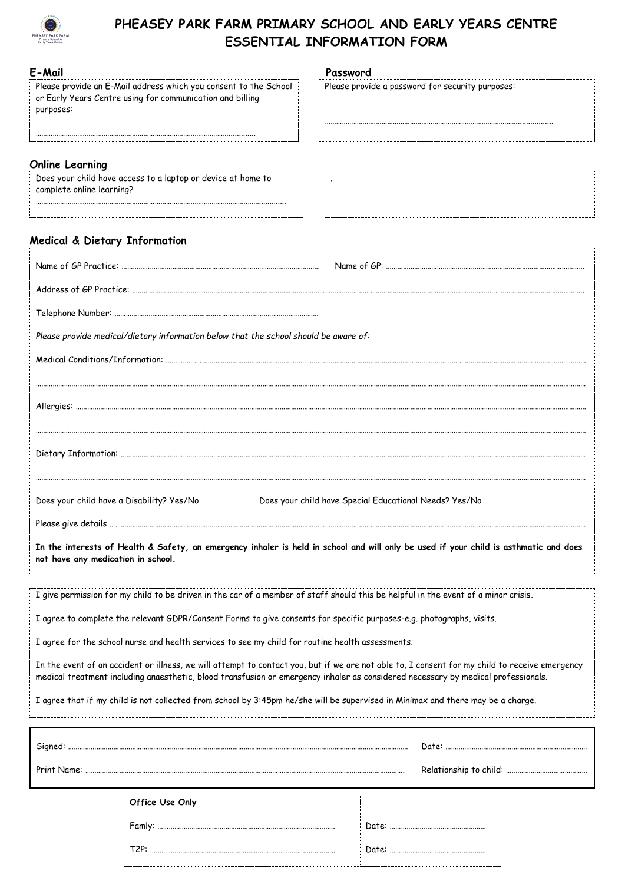# PHEASEY PARK FARM PRIMARY SCHOOL AND EARLY YEARS CENTRE ESSENTIAL INFORMATION FORM

### E-Mail

Please provide an E-Mail address which you consent to the School or Early Years Centre using for communication and billing purposes:

……………………………………………………………………………………………

### Password

Please provide a password for security purposes:

……………………………………………………………………………………………

### Online Learning

Does your child have access to a laptop or device at home to complete online learning?

……………………………………………………………………………………………

.

### Medical & Dietary Information

Name of GP Practice: …………………………………………… Name of GP: ……………………………………………

Address of GP Practice: ……………………………………………………………………………………………

Telephone Number: ……………………………………………

*Please provide medical/dietary information below that the school should be aware of:*

Medical Conditions/Information: ……………………………………………………………………………………………

……………………………………………………………………………………………

Allergies: ……………………………………………………………………………………………

……………………………………………………………………………………………

Dietary Information: ……………………………………………………………………………………………

……………………………………………………………………………………………

Does your child have a Disability? Yes/No Does your child have Special Educational Needs? Yes/No

Please give details ……………………………………………………………………………………………

**In the interests of Health & Safety, an emergency inhaler is held in school and will only be used if your child is asthmatic and does not have any medication in school.**

I give permission for my child to be driven in the car of a member of staff should this be helpful in the event of a minor crisis.

I agree to complete the relevant GDPR/Consent Forms to give consents for specific purposes-e.g. photographs, visits.

I agree for the school nurse and health services to see my child for routine health assessments.

In the event of an accident or illness, we will attempt to contact you, but if we are not able to, I consent for my child to receive emergency medical treatment including anaesthetic, blood transfusion or emergency inhaler as considered necessary by medical professionals.

I agree that if my child is not collected from school by 3:45pm he/she will be supervised in Minimax and there may be a charge.

Signed: …………………………………………… Date: ……………………………………………

Print Name: …………………………………………… Relationship to child: ……………………………………………

| **Office Use Only** | |
|---|---|
| Famly: …………………………………………… | Date: ……………………………… |
| T2P: …………………………………………… | Date: ……………………………… |